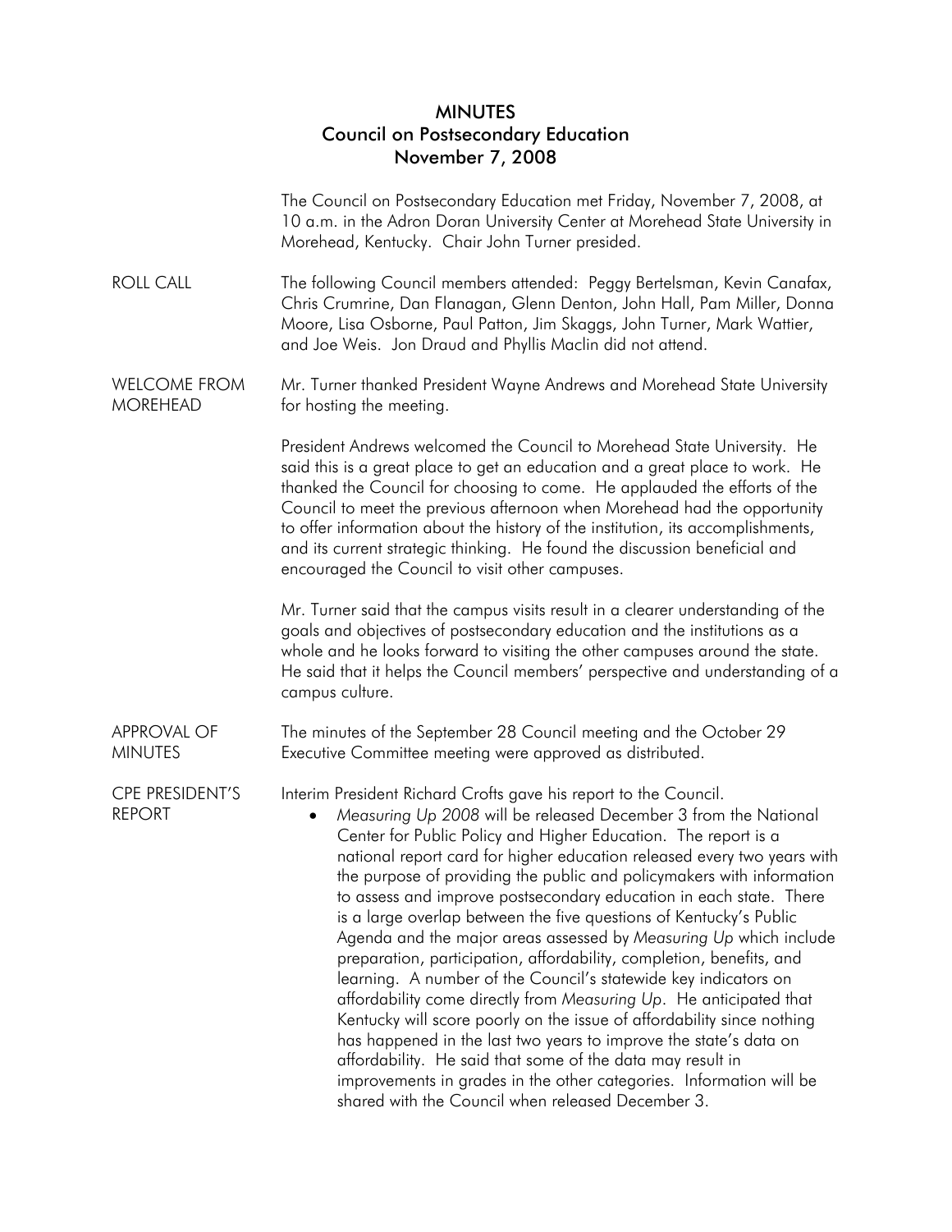# MINUTES
## Council on Postsecondary Education
## November 7, 2008

The Council on Postsecondary Education met Friday, November 7, 2008, at 10 a.m. in the Adron Doran University Center at Morehead State University in Morehead, Kentucky. Chair John Turner presided.

**ROLL CALL**

The following Council members attended: Peggy Bertelsman, Kevin Canafax, Chris Crumrine, Dan Flanagan, Glenn Denton, John Hall, Pam Miller, Donna Moore, Lisa Osborne, Paul Patton, Jim Skaggs, John Turner, Mark Wattier, and Joe Weis. Jon Draud and Phyllis Maclin did not attend.

**WELCOME FROM MOREHEAD**

Mr. Turner thanked President Wayne Andrews and Morehead State University for hosting the meeting.

President Andrews welcomed the Council to Morehead State University. He said this is a great place to get an education and a great place to work. He thanked the Council for choosing to come. He applauded the efforts of the Council to meet the previous afternoon when Morehead had the opportunity to offer information about the history of the institution, its accomplishments, and its current strategic thinking. He found the discussion beneficial and encouraged the Council to visit other campuses.

Mr. Turner said that the campus visits result in a clearer understanding of the goals and objectives of postsecondary education and the institutions as a whole and he looks forward to visiting the other campuses around the state. He said that it helps the Council members' perspective and understanding of a campus culture.

**APPROVAL OF MINUTES**

The minutes of the September 28 Council meeting and the October 29 Executive Committee meeting were approved as distributed.

**CPE PRESIDENT'S REPORT**

Interim President Richard Crofts gave his report to the Council.

- *Measuring Up 2008* will be released December 3 from the National Center for Public Policy and Higher Education. The report is a national report card for higher education released every two years with the purpose of providing the public and policymakers with information to assess and improve postsecondary education in each state. There is a large overlap between the five questions of Kentucky's Public Agenda and the major areas assessed by *Measuring Up* which include preparation, participation, affordability, completion, benefits, and learning. A number of the Council's statewide key indicators on affordability come directly from *Measuring Up*. He anticipated that Kentucky will score poorly on the issue of affordability since nothing has happened in the last two years to improve the state's data on affordability. He said that some of the data may result in improvements in grades in the other categories. Information will be shared with the Council when released December 3.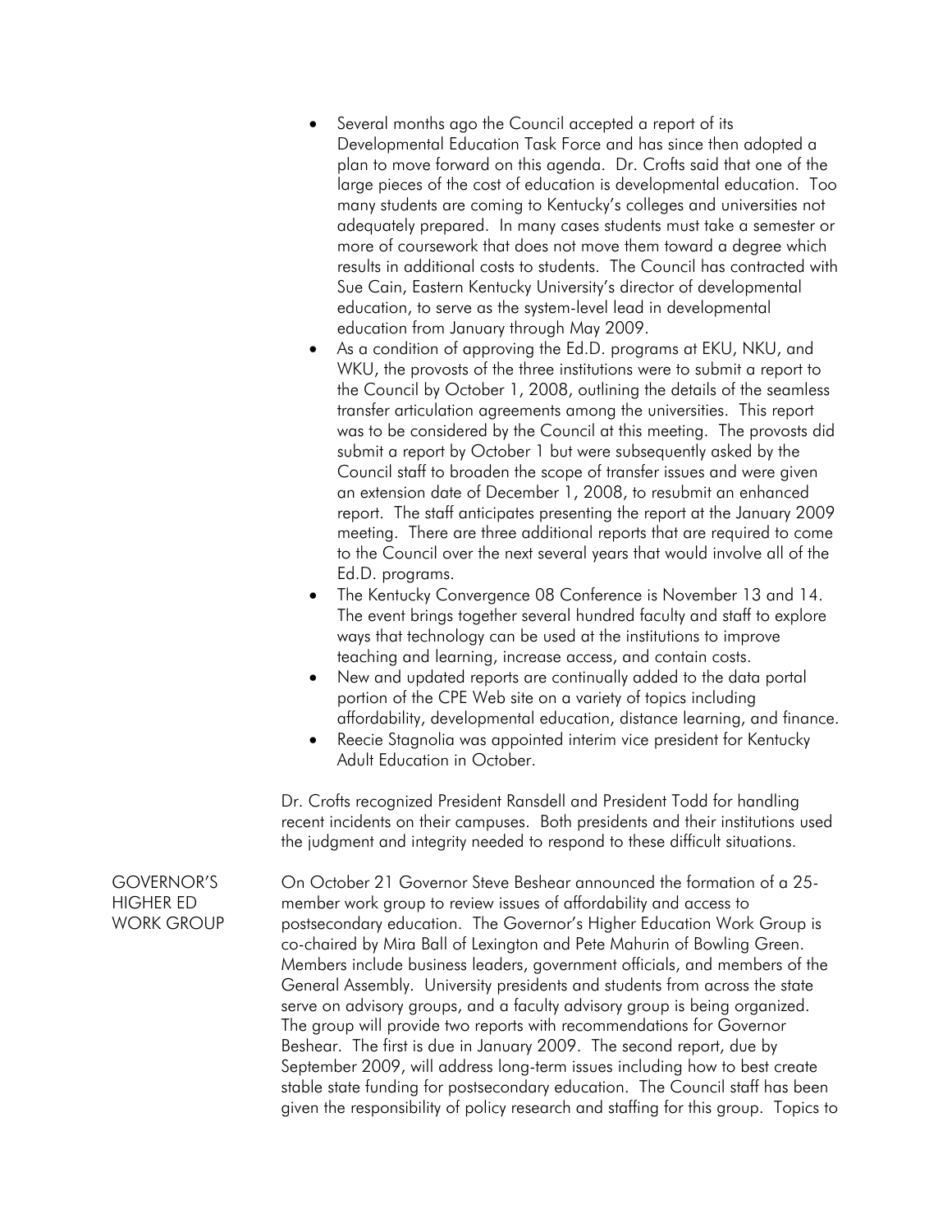- Several months ago the Council accepted a report of its Developmental Education Task Force and has since then adopted a plan to move forward on this agenda. Dr. Crofts said that one of the large pieces of the cost of education is developmental education. Too many students are coming to Kentucky's colleges and universities not adequately prepared. In many cases students must take a semester or more of coursework that does not move them toward a degree which results in additional costs to students. The Council has contracted with Sue Cain, Eastern Kentucky University's director of developmental education, to serve as the system-level lead in developmental education from January through May 2009.
- As a condition of approving the Ed.D. programs at EKU, NKU, and WKU, the provosts of the three institutions were to submit a report to the Council by October 1, 2008, outlining the details of the seamless transfer articulation agreements among the universities. This report was to be considered by the Council at this meeting. The provosts did submit a report by October 1 but were subsequently asked by the Council staff to broaden the scope of transfer issues and were given an extension date of December 1, 2008, to resubmit an enhanced report. The staff anticipates presenting the report at the January 2009 meeting. There are three additional reports that are required to come to the Council over the next several years that would involve all of the Ed.D. programs.
- The Kentucky Convergence 08 Conference is November 13 and 14. The event brings together several hundred faculty and staff to explore ways that technology can be used at the institutions to improve teaching and learning, increase access, and contain costs.
- New and updated reports are continually added to the data portal portion of the CPE Web site on a variety of topics including affordability, developmental education, distance learning, and finance.
- Reecie Stagnolia was appointed interim vice president for Kentucky Adult Education in October.

Dr. Crofts recognized President Ransdell and President Todd for handling recent incidents on their campuses. Both presidents and their institutions used the judgment and integrity needed to respond to these difficult situations.

**GOVERNOR'S HIGHER ED WORK GROUP**

On October 21 Governor Steve Beshear announced the formation of a 25-member work group to review issues of affordability and access to postsecondary education. The Governor's Higher Education Work Group is co-chaired by Mira Ball of Lexington and Pete Mahurin of Bowling Green. Members include business leaders, government officials, and members of the General Assembly. University presidents and students from across the state serve on advisory groups, and a faculty advisory group is being organized. The group will provide two reports with recommendations for Governor Beshear. The first is due in January 2009. The second report, due by September 2009, will address long-term issues including how to best create stable state funding for postsecondary education. The Council staff has been given the responsibility of policy research and staffing for this group. Topics to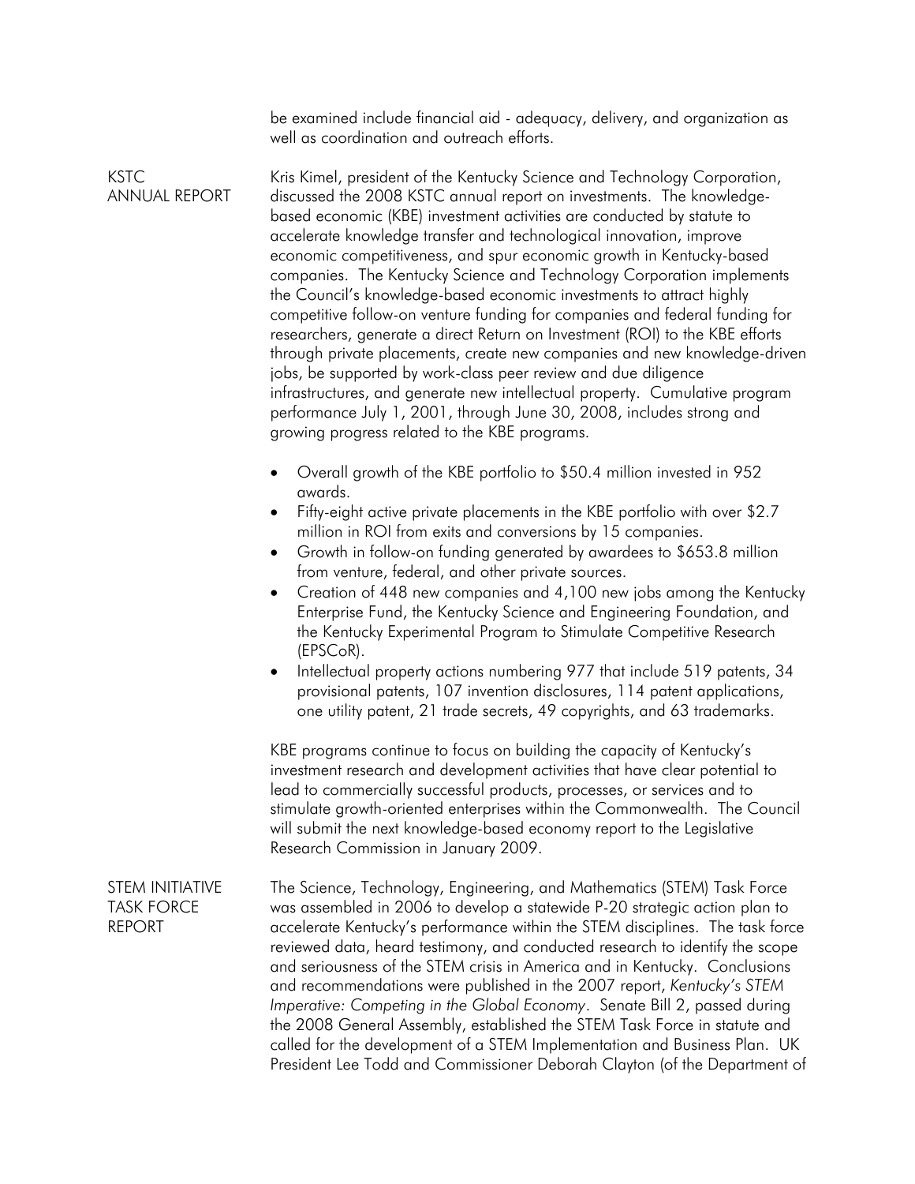be examined include financial aid - adequacy, delivery, and organization as well as coordination and outreach efforts.

**KSTC ANNUAL REPORT**

Kris Kimel, president of the Kentucky Science and Technology Corporation, discussed the 2008 KSTC annual report on investments. The knowledge-based economic (KBE) investment activities are conducted by statute to accelerate knowledge transfer and technological innovation, improve economic competitiveness, and spur economic growth in Kentucky-based companies. The Kentucky Science and Technology Corporation implements the Council's knowledge-based economic investments to attract highly competitive follow-on venture funding for companies and federal funding for researchers, generate a direct Return on Investment (ROI) to the KBE efforts through private placements, create new companies and new knowledge-driven jobs, be supported by work-class peer review and due diligence infrastructures, and generate new intellectual property. Cumulative program performance July 1, 2001, through June 30, 2008, includes strong and growing progress related to the KBE programs.

- Overall growth of the KBE portfolio to $50.4 million invested in 952 awards.
- Fifty-eight active private placements in the KBE portfolio with over $2.7 million in ROI from exits and conversions by 15 companies.
- Growth in follow-on funding generated by awardees to $653.8 million from venture, federal, and other private sources.
- Creation of 448 new companies and 4,100 new jobs among the Kentucky Enterprise Fund, the Kentucky Science and Engineering Foundation, and the Kentucky Experimental Program to Stimulate Competitive Research (EPSCoR).
- Intellectual property actions numbering 977 that include 519 patents, 34 provisional patents, 107 invention disclosures, 114 patent applications, one utility patent, 21 trade secrets, 49 copyrights, and 63 trademarks.

KBE programs continue to focus on building the capacity of Kentucky's investment research and development activities that have clear potential to lead to commercially successful products, processes, or services and to stimulate growth-oriented enterprises within the Commonwealth. The Council will submit the next knowledge-based economy report to the Legislative Research Commission in January 2009.

**STEM INITIATIVE TASK FORCE REPORT**

The Science, Technology, Engineering, and Mathematics (STEM) Task Force was assembled in 2006 to develop a statewide P-20 strategic action plan to accelerate Kentucky's performance within the STEM disciplines. The task force reviewed data, heard testimony, and conducted research to identify the scope and seriousness of the STEM crisis in America and in Kentucky. Conclusions and recommendations were published in the 2007 report, *Kentucky's STEM Imperative: Competing in the Global Economy*. Senate Bill 2, passed during the 2008 General Assembly, established the STEM Task Force in statute and called for the development of a STEM Implementation and Business Plan. UK President Lee Todd and Commissioner Deborah Clayton (of the Department of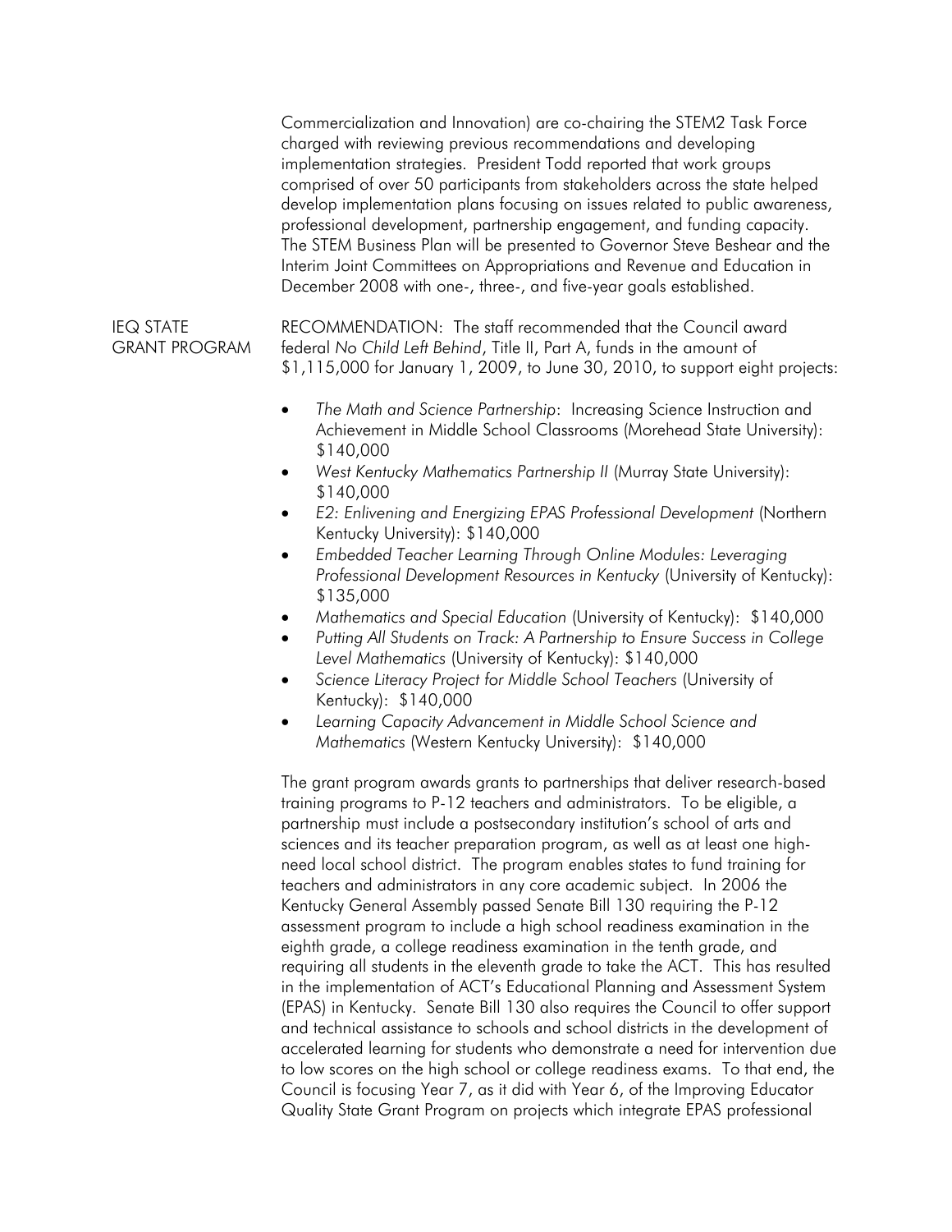Commercialization and Innovation) are co-chairing the STEM2 Task Force charged with reviewing previous recommendations and developing implementation strategies. President Todd reported that work groups comprised of over 50 participants from stakeholders across the state helped develop implementation plans focusing on issues related to public awareness, professional development, partnership engagement, and funding capacity. The STEM Business Plan will be presented to Governor Steve Beshear and the Interim Joint Committees on Appropriations and Revenue and Education in December 2008 with one-, three-, and five-year goals established.

**IEQ STATE GRANT PROGRAM**

RECOMMENDATION: The staff recommended that the Council award federal *No Child Left Behind*, Title II, Part A, funds in the amount of $1,115,000 for January 1, 2009, to June 30, 2010, to support eight projects:

- *The Math and Science Partnership*: Increasing Science Instruction and Achievement in Middle School Classrooms (Morehead State University): $140,000
- *West Kentucky Mathematics Partnership II* (Murray State University): $140,000
- *E2: Enlivening and Energizing EPAS Professional Development* (Northern Kentucky University): $140,000
- *Embedded Teacher Learning Through Online Modules: Leveraging Professional Development Resources in Kentucky* (University of Kentucky): $135,000
- *Mathematics and Special Education* (University of Kentucky): $140,000
- *Putting All Students on Track: A Partnership to Ensure Success in College Level Mathematics* (University of Kentucky): $140,000
- *Science Literacy Project for Middle School Teachers* (University of Kentucky): $140,000
- *Learning Capacity Advancement in Middle School Science and Mathematics* (Western Kentucky University): $140,000

The grant program awards grants to partnerships that deliver research-based training programs to P-12 teachers and administrators. To be eligible, a partnership must include a postsecondary institution's school of arts and sciences and its teacher preparation program, as well as at least one high-need local school district. The program enables states to fund training for teachers and administrators in any core academic subject. In 2006 the Kentucky General Assembly passed Senate Bill 130 requiring the P-12 assessment program to include a high school readiness examination in the eighth grade, a college readiness examination in the tenth grade, and requiring all students in the eleventh grade to take the ACT. This has resulted in the implementation of ACT's Educational Planning and Assessment System (EPAS) in Kentucky. Senate Bill 130 also requires the Council to offer support and technical assistance to schools and school districts in the development of accelerated learning for students who demonstrate a need for intervention due to low scores on the high school or college readiness exams. To that end, the Council is focusing Year 7, as it did with Year 6, of the Improving Educator Quality State Grant Program on projects which integrate EPAS professional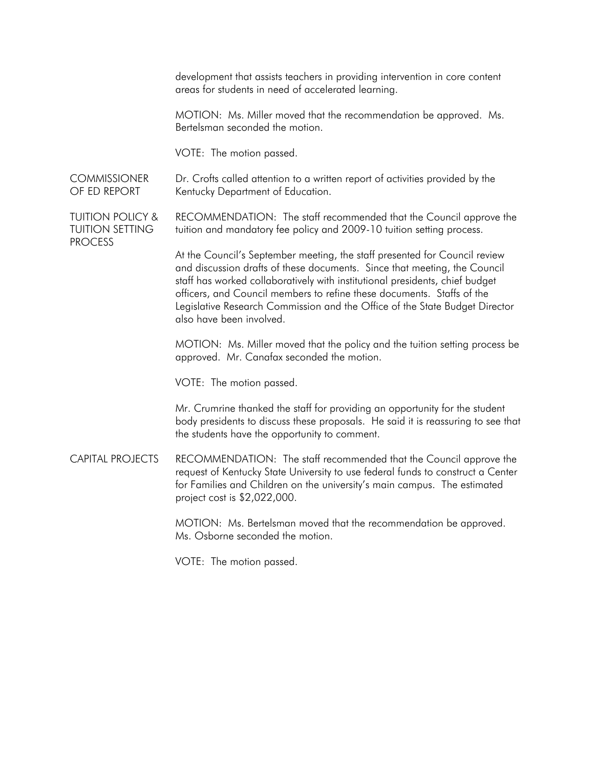development that assists teachers in providing intervention in core content areas for students in need of accelerated learning.

MOTION: Ms. Miller moved that the recommendation be approved. Ms. Bertelsman seconded the motion.

VOTE: The motion passed.

**COMMISSIONER OF ED REPORT**

Dr. Crofts called attention to a written report of activities provided by the Kentucky Department of Education.

**TUITION POLICY & TUITION SETTING PROCESS**

RECOMMENDATION: The staff recommended that the Council approve the tuition and mandatory fee policy and 2009-10 tuition setting process.

At the Council's September meeting, the staff presented for Council review and discussion drafts of these documents. Since that meeting, the Council staff has worked collaboratively with institutional presidents, chief budget officers, and Council members to refine these documents. Staffs of the Legislative Research Commission and the Office of the State Budget Director also have been involved.

MOTION: Ms. Miller moved that the policy and the tuition setting process be approved. Mr. Canafax seconded the motion.

VOTE: The motion passed.

Mr. Crumrine thanked the staff for providing an opportunity for the student body presidents to discuss these proposals. He said it is reassuring to see that the students have the opportunity to comment.

**CAPITAL PROJECTS**

RECOMMENDATION: The staff recommended that the Council approve the request of Kentucky State University to use federal funds to construct a Center for Families and Children on the university's main campus. The estimated project cost is $2,022,000.

MOTION: Ms. Bertelsman moved that the recommendation be approved. Ms. Osborne seconded the motion.

VOTE: The motion passed.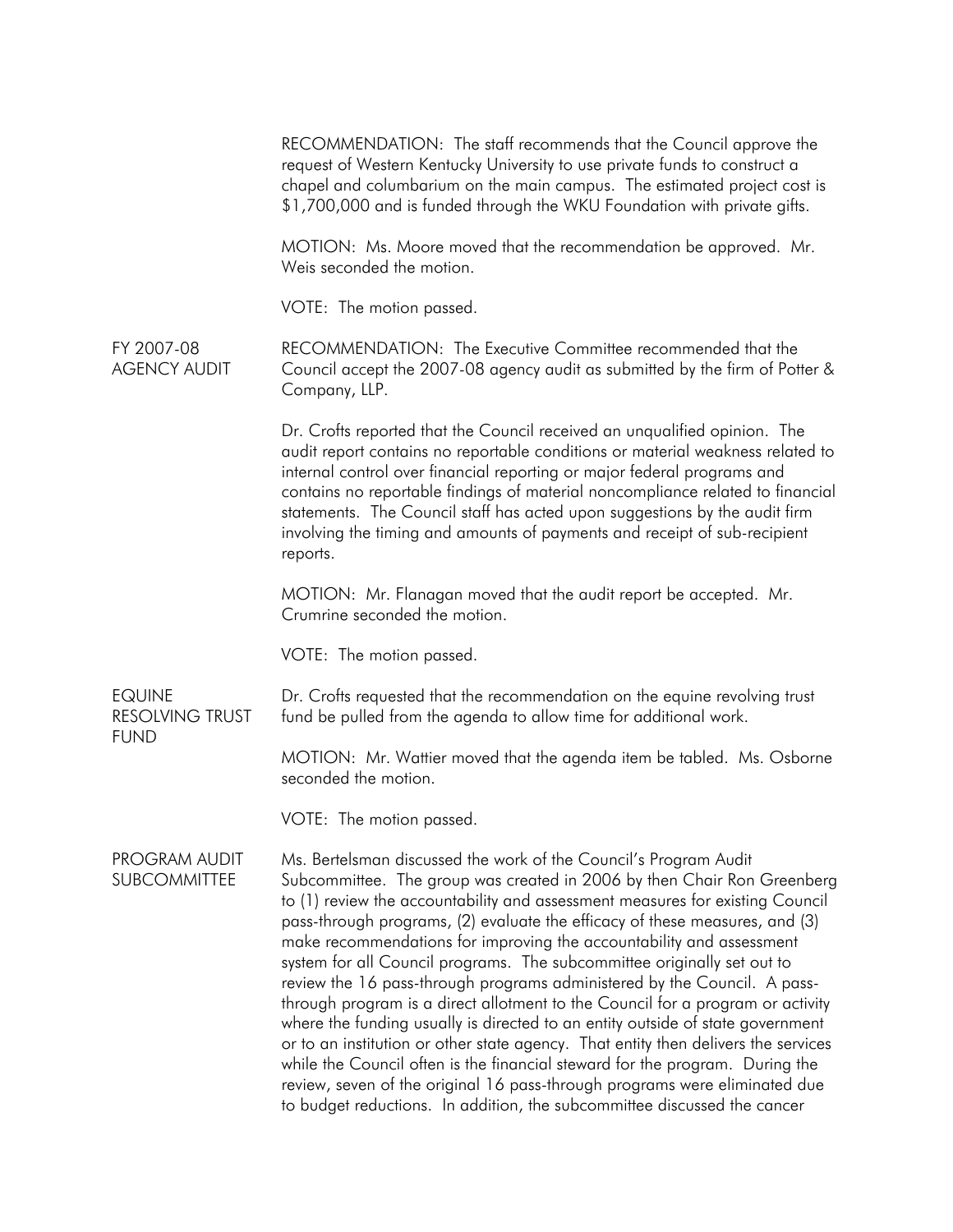RECOMMENDATION: The staff recommends that the Council approve the request of Western Kentucky University to use private funds to construct a chapel and columbarium on the main campus. The estimated project cost is $1,700,000 and is funded through the WKU Foundation with private gifts.

MOTION: Ms. Moore moved that the recommendation be approved. Mr. Weis seconded the motion.

VOTE: The motion passed.

**FY 2007-08 AGENCY AUDIT**

RECOMMENDATION: The Executive Committee recommended that the Council accept the 2007-08 agency audit as submitted by the firm of Potter & Company, LLP.

Dr. Crofts reported that the Council received an unqualified opinion. The audit report contains no reportable conditions or material weakness related to internal control over financial reporting or major federal programs and contains no reportable findings of material noncompliance related to financial statements. The Council staff has acted upon suggestions by the audit firm involving the timing and amounts of payments and receipt of sub-recipient reports.

MOTION: Mr. Flanagan moved that the audit report be accepted. Mr. Crumrine seconded the motion.

VOTE: The motion passed.

**EQUINE RESOLVING TRUST FUND**

Dr. Crofts requested that the recommendation on the equine revolving trust fund be pulled from the agenda to allow time for additional work.

MOTION: Mr. Wattier moved that the agenda item be tabled. Ms. Osborne seconded the motion.

VOTE: The motion passed.

**PROGRAM AUDIT SUBCOMMITTEE**

Ms. Bertelsman discussed the work of the Council's Program Audit Subcommittee. The group was created in 2006 by then Chair Ron Greenberg to (1) review the accountability and assessment measures for existing Council pass-through programs, (2) evaluate the efficacy of these measures, and (3) make recommendations for improving the accountability and assessment system for all Council programs. The subcommittee originally set out to review the 16 pass-through programs administered by the Council. A pass-through program is a direct allotment to the Council for a program or activity where the funding usually is directed to an entity outside of state government or to an institution or other state agency. That entity then delivers the services while the Council often is the financial steward for the program. During the review, seven of the original 16 pass-through programs were eliminated due to budget reductions. In addition, the subcommittee discussed the cancer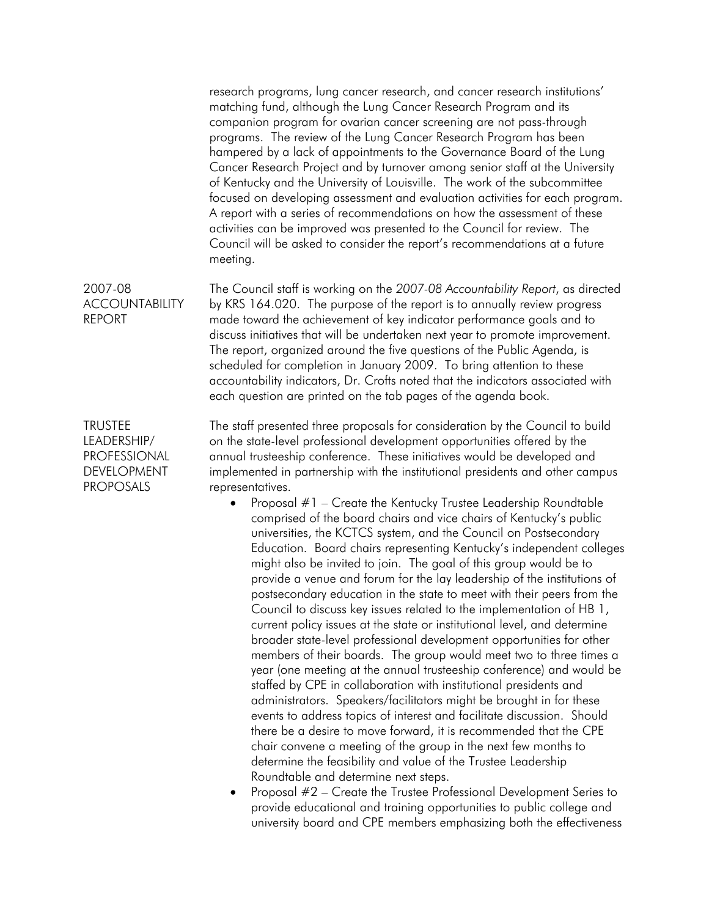research programs, lung cancer research, and cancer research institutions' matching fund, although the Lung Cancer Research Program and its companion program for ovarian cancer screening are not pass-through programs. The review of the Lung Cancer Research Program has been hampered by a lack of appointments to the Governance Board of the Lung Cancer Research Project and by turnover among senior staff at the University of Kentucky and the University of Louisville. The work of the subcommittee focused on developing assessment and evaluation activities for each program. A report with a series of recommendations on how the assessment of these activities can be improved was presented to the Council for review. The Council will be asked to consider the report's recommendations at a future meeting.

## 2007-08 ACCOUNTABILITY REPORT

The Council staff is working on the *2007-08 Accountability Report*, as directed by KRS 164.020. The purpose of the report is to annually review progress made toward the achievement of key indicator performance goals and to discuss initiatives that will be undertaken next year to promote improvement. The report, organized around the five questions of the Public Agenda, is scheduled for completion in January 2009. To bring attention to these accountability indicators, Dr. Crofts noted that the indicators associated with each question are printed on the tab pages of the agenda book.

## TRUSTEE LEADERSHIP/ PROFESSIONAL DEVELOPMENT PROPOSALS

The staff presented three proposals for consideration by the Council to build on the state-level professional development opportunities offered by the annual trusteeship conference. These initiatives would be developed and implemented in partnership with the institutional presidents and other campus representatives.

- Proposal #1 – Create the Kentucky Trustee Leadership Roundtable comprised of the board chairs and vice chairs of Kentucky's public universities, the KCTCS system, and the Council on Postsecondary Education. Board chairs representing Kentucky's independent colleges might also be invited to join. The goal of this group would be to provide a venue and forum for the lay leadership of the institutions of postsecondary education in the state to meet with their peers from the Council to discuss key issues related to the implementation of HB 1, current policy issues at the state or institutional level, and determine broader state-level professional development opportunities for other members of their boards. The group would meet two to three times a year (one meeting at the annual trusteeship conference) and would be staffed by CPE in collaboration with institutional presidents and administrators. Speakers/facilitators might be brought in for these events to address topics of interest and facilitate discussion. Should there be a desire to move forward, it is recommended that the CPE chair convene a meeting of the group in the next few months to determine the feasibility and value of the Trustee Leadership Roundtable and determine next steps.
- Proposal #2 – Create the Trustee Professional Development Series to provide educational and training opportunities to public college and university board and CPE members emphasizing both the effectiveness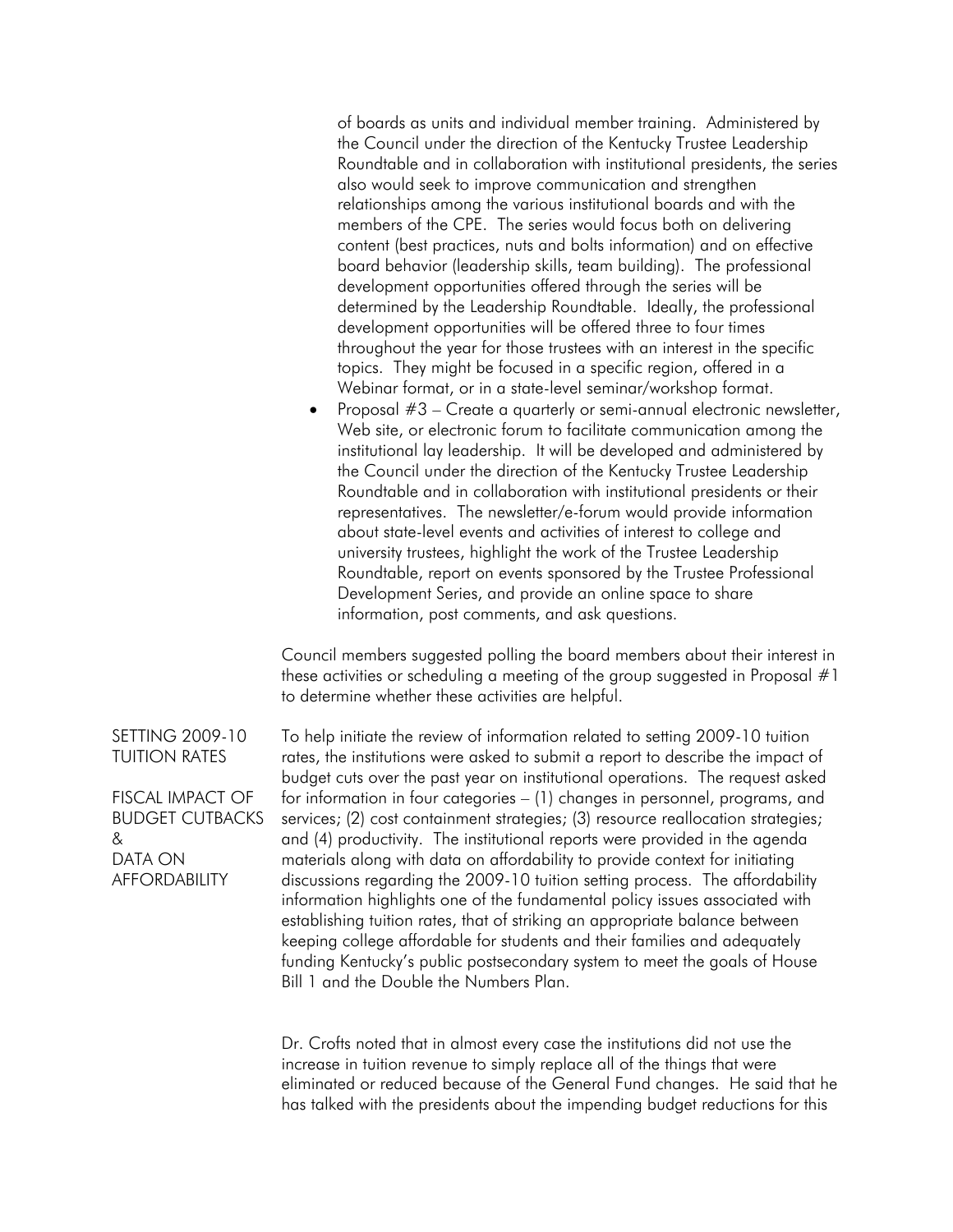of boards as units and individual member training. Administered by the Council under the direction of the Kentucky Trustee Leadership Roundtable and in collaboration with institutional presidents, the series also would seek to improve communication and strengthen relationships among the various institutional boards and with the members of the CPE. The series would focus both on delivering content (best practices, nuts and bolts information) and on effective board behavior (leadership skills, team building). The professional development opportunities offered through the series will be determined by the Leadership Roundtable. Ideally, the professional development opportunities will be offered three to four times throughout the year for those trustees with an interest in the specific topics. They might be focused in a specific region, offered in a Webinar format, or in a state-level seminar/workshop format.

- Proposal #3 – Create a quarterly or semi-annual electronic newsletter, Web site, or electronic forum to facilitate communication among the institutional lay leadership. It will be developed and administered by the Council under the direction of the Kentucky Trustee Leadership Roundtable and in collaboration with institutional presidents or their representatives. The newsletter/e-forum would provide information about state-level events and activities of interest to college and university trustees, highlight the work of the Trustee Leadership Roundtable, report on events sponsored by the Trustee Professional Development Series, and provide an online space to share information, post comments, and ask questions.

Council members suggested polling the board members about their interest in these activities or scheduling a meeting of the group suggested in Proposal #1 to determine whether these activities are helpful.

**SETTING 2009-10 TUITION RATES**

**FISCAL IMPACT OF BUDGET CUTBACKS & DATA ON AFFORDABILITY**

To help initiate the review of information related to setting 2009-10 tuition rates, the institutions were asked to submit a report to describe the impact of budget cuts over the past year on institutional operations. The request asked for information in four categories – (1) changes in personnel, programs, and services; (2) cost containment strategies; (3) resource reallocation strategies; and (4) productivity. The institutional reports were provided in the agenda materials along with data on affordability to provide context for initiating discussions regarding the 2009-10 tuition setting process. The affordability information highlights one of the fundamental policy issues associated with establishing tuition rates, that of striking an appropriate balance between keeping college affordable for students and their families and adequately funding Kentucky's public postsecondary system to meet the goals of House Bill 1 and the Double the Numbers Plan.

Dr. Crofts noted that in almost every case the institutions did not use the increase in tuition revenue to simply replace all of the things that were eliminated or reduced because of the General Fund changes. He said that he has talked with the presidents about the impending budget reductions for this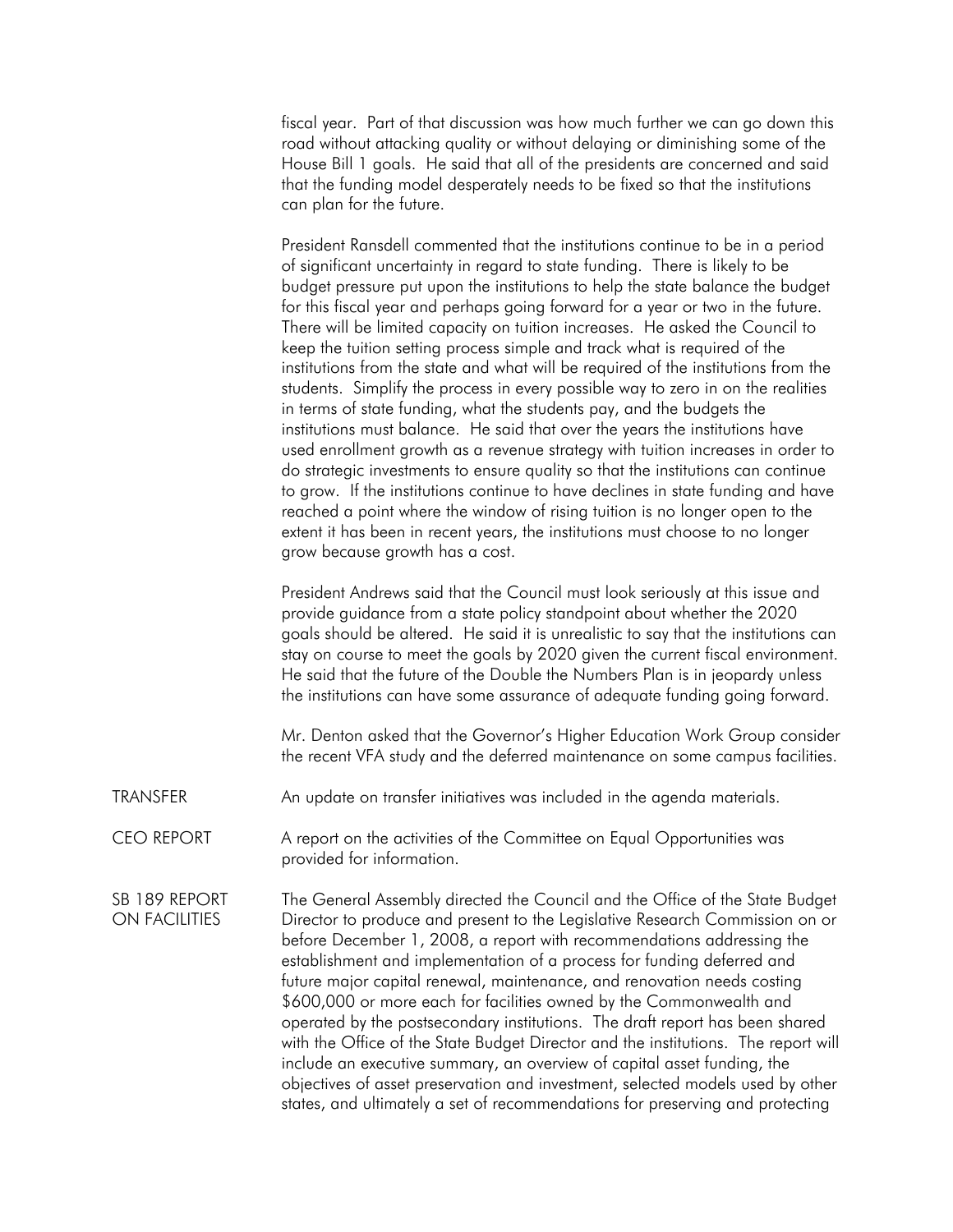fiscal year. Part of that discussion was how much further we can go down this road without attacking quality or without delaying or diminishing some of the House Bill 1 goals. He said that all of the presidents are concerned and said that the funding model desperately needs to be fixed so that the institutions can plan for the future.

President Ransdell commented that the institutions continue to be in a period of significant uncertainty in regard to state funding. There is likely to be budget pressure put upon the institutions to help the state balance the budget for this fiscal year and perhaps going forward for a year or two in the future. There will be limited capacity on tuition increases. He asked the Council to keep the tuition setting process simple and track what is required of the institutions from the state and what will be required of the institutions from the students. Simplify the process in every possible way to zero in on the realities in terms of state funding, what the students pay, and the budgets the institutions must balance. He said that over the years the institutions have used enrollment growth as a revenue strategy with tuition increases in order to do strategic investments to ensure quality so that the institutions can continue to grow. If the institutions continue to have declines in state funding and have reached a point where the window of rising tuition is no longer open to the extent it has been in recent years, the institutions must choose to no longer grow because growth has a cost.

President Andrews said that the Council must look seriously at this issue and provide guidance from a state policy standpoint about whether the 2020 goals should be altered. He said it is unrealistic to say that the institutions can stay on course to meet the goals by 2020 given the current fiscal environment. He said that the future of the Double the Numbers Plan is in jeopardy unless the institutions can have some assurance of adequate funding going forward.

Mr. Denton asked that the Governor's Higher Education Work Group consider the recent VFA study and the deferred maintenance on some campus facilities.

TRANSFER

An update on transfer initiatives was included in the agenda materials.

CEO REPORT

A report on the activities of the Committee on Equal Opportunities was provided for information.

SB 189 REPORT ON FACILITIES

The General Assembly directed the Council and the Office of the State Budget Director to produce and present to the Legislative Research Commission on or before December 1, 2008, a report with recommendations addressing the establishment and implementation of a process for funding deferred and future major capital renewal, maintenance, and renovation needs costing $600,000 or more each for facilities owned by the Commonwealth and operated by the postsecondary institutions. The draft report has been shared with the Office of the State Budget Director and the institutions. The report will include an executive summary, an overview of capital asset funding, the objectives of asset preservation and investment, selected models used by other states, and ultimately a set of recommendations for preserving and protecting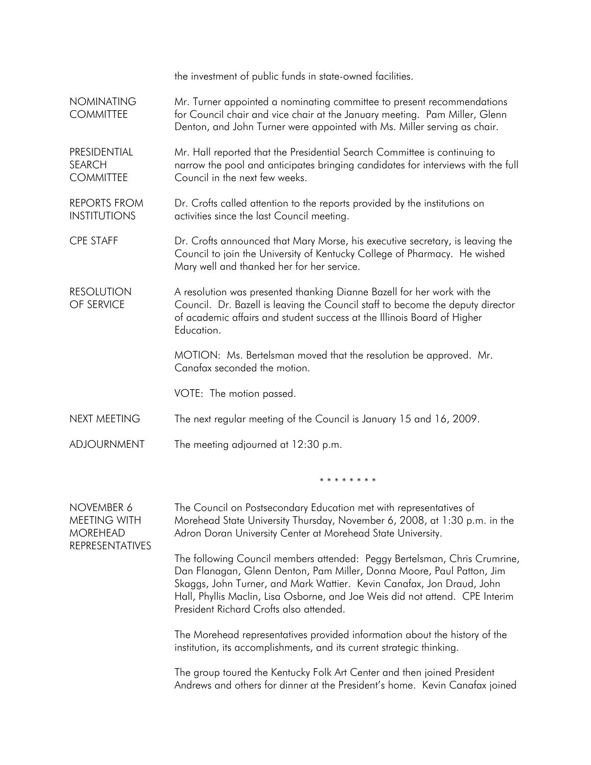the investment of public funds in state-owned facilities.

**NOMINATING COMMITTEE**

Mr. Turner appointed a nominating committee to present recommendations for Council chair and vice chair at the January meeting. Pam Miller, Glenn Denton, and John Turner were appointed with Ms. Miller serving as chair.

**PRESIDENTIAL SEARCH COMMITTEE**

Mr. Hall reported that the Presidential Search Committee is continuing to narrow the pool and anticipates bringing candidates for interviews with the full Council in the next few weeks.

**REPORTS FROM INSTITUTIONS**

Dr. Crofts called attention to the reports provided by the institutions on activities since the last Council meeting.

**CPE STAFF**

Dr. Crofts announced that Mary Morse, his executive secretary, is leaving the Council to join the University of Kentucky College of Pharmacy. He wished Mary well and thanked her for her service.

**RESOLUTION OF SERVICE**

A resolution was presented thanking Dianne Bazell for her work with the Council. Dr. Bazell is leaving the Council staff to become the deputy director of academic affairs and student success at the Illinois Board of Higher Education.

MOTION: Ms. Bertelsman moved that the resolution be approved. Mr. Canafax seconded the motion.

VOTE: The motion passed.

**NEXT MEETING**

The next regular meeting of the Council is January 15 and 16, 2009.

**ADJOURNMENT**

The meeting adjourned at 12:30 p.m.

\* \* \* \* \* \* \* \*

**NOVEMBER 6 MEETING WITH MOREHEAD REPRESENTATIVES**

The Council on Postsecondary Education met with representatives of Morehead State University Thursday, November 6, 2008, at 1:30 p.m. in the Adron Doran University Center at Morehead State University.

The following Council members attended: Peggy Bertelsman, Chris Crumrine, Dan Flanagan, Glenn Denton, Pam Miller, Donna Moore, Paul Patton, Jim Skaggs, John Turner, and Mark Wattier. Kevin Canafax, Jon Draud, John Hall, Phyllis Maclin, Lisa Osborne, and Joe Weis did not attend. CPE Interim President Richard Crofts also attended.

The Morehead representatives provided information about the history of the institution, its accomplishments, and its current strategic thinking.

The group toured the Kentucky Folk Art Center and then joined President Andrews and others for dinner at the President's home. Kevin Canafax joined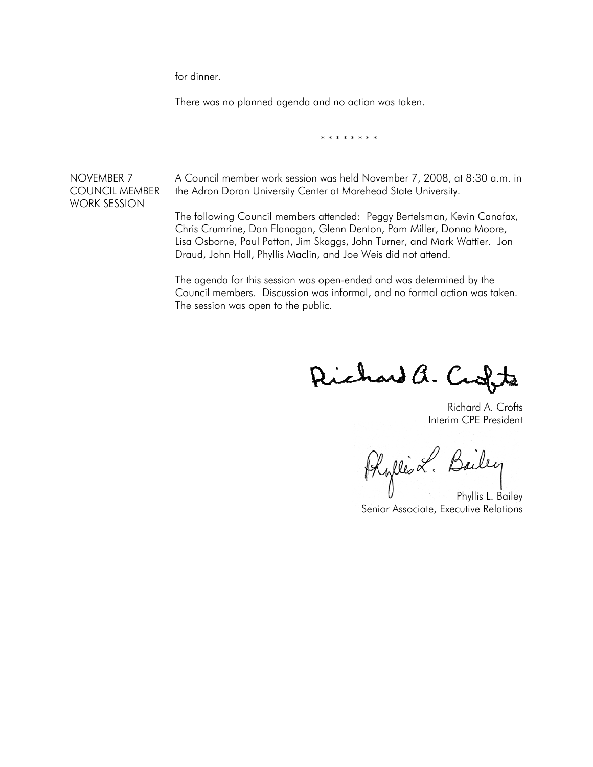for dinner.

There was no planned agenda and no action was taken.

\* \* \* \* \* \* \* \*

**NOVEMBER 7 COUNCIL MEMBER WORK SESSION**

A Council member work session was held November 7, 2008, at 8:30 a.m. in the Adron Doran University Center at Morehead State University.

The following Council members attended: Peggy Bertelsman, Kevin Canafax, Chris Crumrine, Dan Flanagan, Glenn Denton, Pam Miller, Donna Moore, Lisa Osborne, Paul Patton, Jim Skaggs, John Turner, and Mark Wattier. Jon Draud, John Hall, Phyllis Maclin, and Joe Weis did not attend.

The agenda for this session was open-ended and was determined by the Council members. Discussion was informal, and no formal action was taken. The session was open to the public.

Richard A. Crofts
Interim CPE President

Phyllis L. Bailey
Senior Associate, Executive Relations